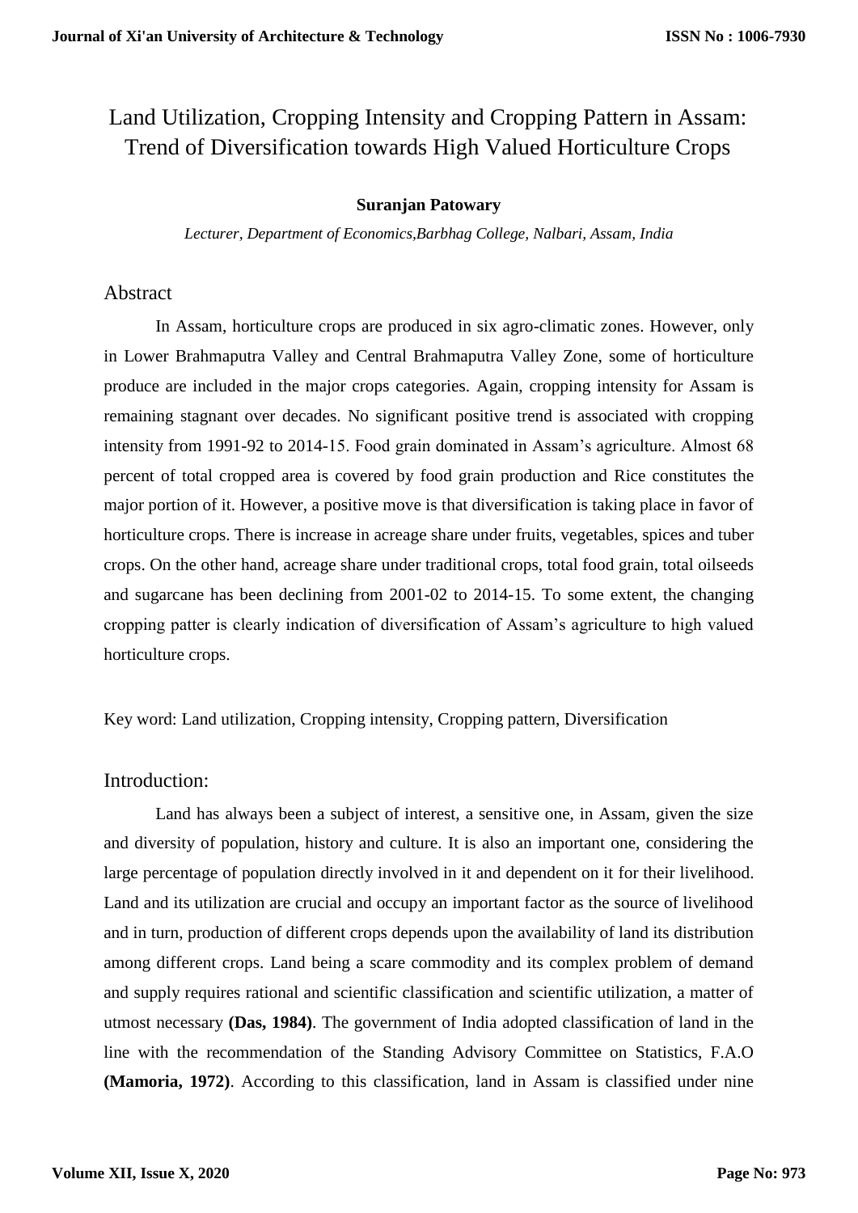# Land Utilization, Cropping Intensity and Cropping Pattern in Assam: Trend of Diversification towards High Valued Horticulture Crops

**Suranjan Patowary**

*Lecturer, Department of Economics,Barbhag College, Nalbari, Assam, India*

## Abstract

In Assam, horticulture crops are produced in six agro-climatic zones. However, only in Lower Brahmaputra Valley and Central Brahmaputra Valley Zone, some of horticulture produce are included in the major crops categories. Again, cropping intensity for Assam is remaining stagnant over decades. No significant positive trend is associated with cropping intensity from 1991-92 to 2014-15. Food grain dominated in Assam's agriculture. Almost 68 percent of total cropped area is covered by food grain production and Rice constitutes the major portion of it. However, a positive move is that diversification is taking place in favor of horticulture crops. There is increase in acreage share under fruits, vegetables, spices and tuber crops. On the other hand, acreage share under traditional crops, total food grain, total oilseeds and sugarcane has been declining from 2001-02 to 2014-15. To some extent, the changing cropping patter is clearly indication of diversification of Assam's agriculture to high valued horticulture crops.

Key word: Land utilization, Cropping intensity, Cropping pattern, Diversification

## Introduction:

Land has always been a subject of interest, a sensitive one, in Assam, given the size and diversity of population, history and culture. It is also an important one, considering the large percentage of population directly involved in it and dependent on it for their livelihood. Land and its utilization are crucial and occupy an important factor as the source of livelihood and in turn, production of different crops depends upon the availability of land its distribution among different crops. Land being a scare commodity and its complex problem of demand and supply requires rational and scientific classification and scientific utilization, a matter of utmost necessary **(Das, 1984)**. The government of India adopted classification of land in the line with the recommendation of the Standing Advisory Committee on Statistics, F.A.O **(Mamoria, 1972)**. According to this classification, land in Assam is classified under nine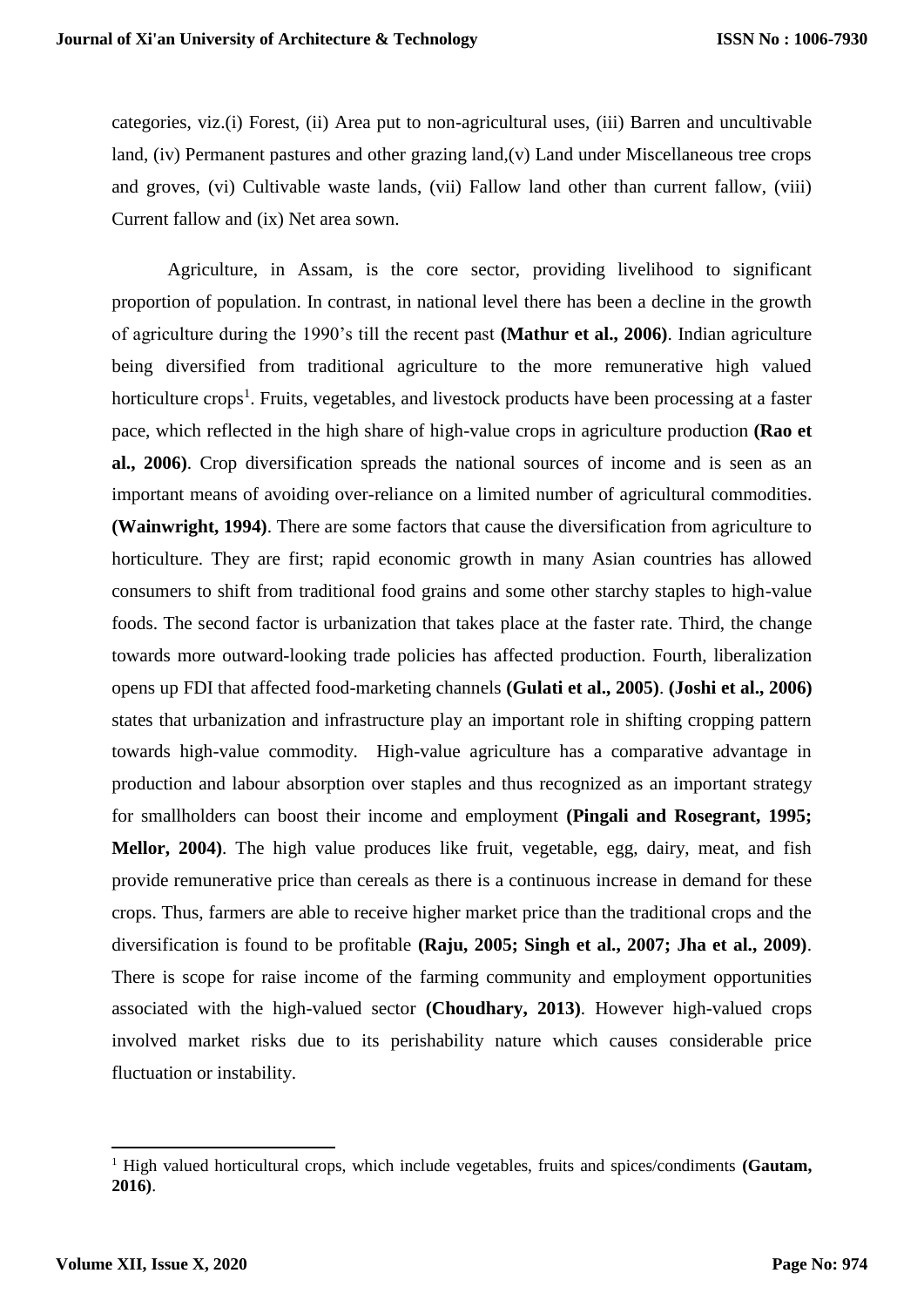categories, viz.(i) Forest, (ii) Area put to non-agricultural uses, (iii) Barren and uncultivable land, (iv) Permanent pastures and other grazing land,(v) Land under Miscellaneous tree crops and groves, (vi) Cultivable waste lands, (vii) Fallow land other than current fallow, (viii) Current fallow and (ix) Net area sown.

Agriculture, in Assam, is the core sector, providing livelihood to significant proportion of population. In contrast, in national level there has been a decline in the growth of agriculture during the 1990's till the recent past **(Mathur et al., 2006)**. Indian agriculture being diversified from traditional agriculture to the more remunerative high valued horticulture crops[1]. Fruits, vegetables, and livestock products have been processing at a faster pace, which reflected in the high share of high-value crops in agriculture production **(Rao et al., 2006)**. Crop diversification spreads the national sources of income and is seen as an important means of avoiding over-reliance on a limited number of agricultural commodities. **(Wainwright, 1994)**. There are some factors that cause the diversification from agriculture to horticulture. They are first; rapid economic growth in many Asian countries has allowed consumers to shift from traditional food grains and some other starchy staples to high-value foods. The second factor is urbanization that takes place at the faster rate. Third, the change towards more outward-looking trade policies has affected production. Fourth, liberalization opens up FDI that affected food-marketing channels **(Gulati et al., 2005)**. **(Joshi et al., 2006)** states that urbanization and infrastructure play an important role in shifting cropping pattern towards high-value commodity. High-value agriculture has a comparative advantage in production and labour absorption over staples and thus recognized as an important strategy for smallholders can boost their income and employment **(Pingali and Rosegrant, 1995; Mellor, 2004)**. The high value produces like fruit, vegetable, egg, dairy, meat, and fish provide remunerative price than cereals as there is a continuous increase in demand for these crops. Thus, farmers are able to receive higher market price than the traditional crops and the diversification is found to be profitable **(Raju, 2005; Singh et al., 2007; Jha et al., 2009)**. There is scope for raise income of the farming community and employment opportunities associated with the high-valued sector **(Choudhary, 2013)**. However high-valued crops involved market risks due to its perishability nature which causes considerable price fluctuation or instability.

---

[1] High valued horticultural crops, which include vegetables, fruits and spices/condiments **(Gautam, 2016)**.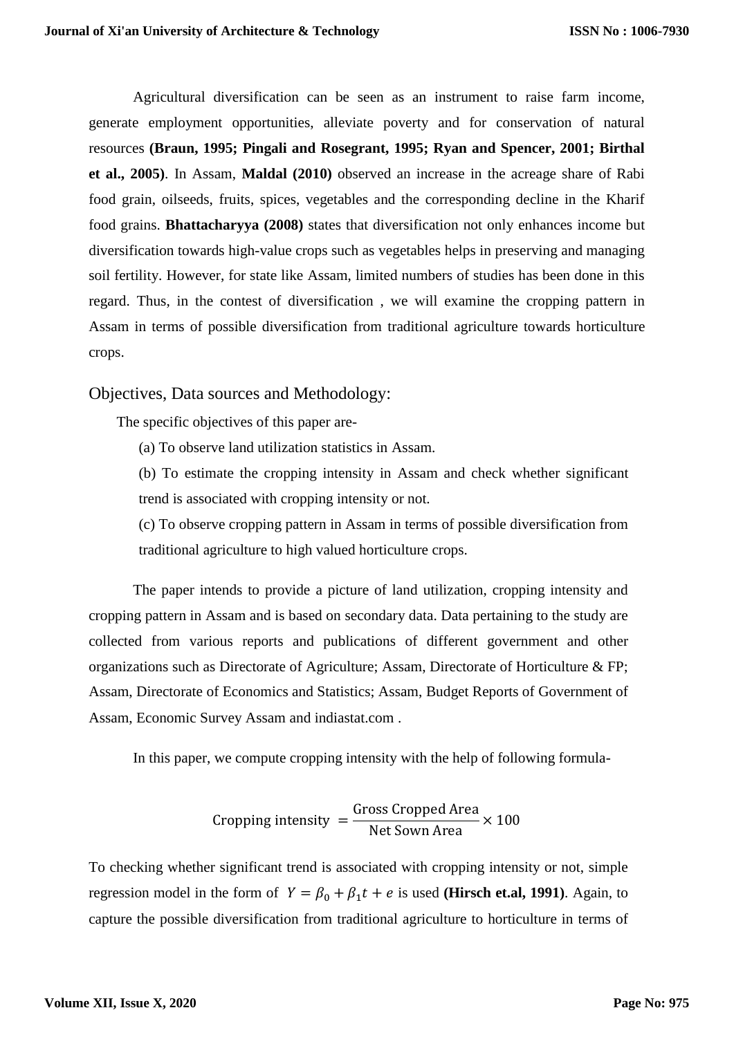Agricultural diversification can be seen as an instrument to raise farm income, generate employment opportunities, alleviate poverty and for conservation of natural resources **(Braun, 1995; Pingali and Rosegrant, 1995; Ryan and Spencer, 2001; Birthal et al., 2005)**. In Assam, **Maldal (2010)** observed an increase in the acreage share of Rabi food grain, oilseeds, fruits, spices, vegetables and the corresponding decline in the Kharif food grains. **Bhattacharyya (2008)** states that diversification not only enhances income but diversification towards high-value crops such as vegetables helps in preserving and managing soil fertility. However, for state like Assam, limited numbers of studies has been done in this regard. Thus, in the contest of diversification , we will examine the cropping pattern in Assam in terms of possible diversification from traditional agriculture towards horticulture crops.

## Objectives, Data sources and Methodology:

The specific objectives of this paper are-

(a) To observe land utilization statistics in Assam.

(b) To estimate the cropping intensity in Assam and check whether significant trend is associated with cropping intensity or not.

(c) To observe cropping pattern in Assam in terms of possible diversification from traditional agriculture to high valued horticulture crops.

The paper intends to provide a picture of land utilization, cropping intensity and cropping pattern in Assam and is based on secondary data. Data pertaining to the study are collected from various reports and publications of different government and other organizations such as Directorate of Agriculture; Assam, Directorate of Horticulture & FP; Assam, Directorate of Economics and Statistics; Assam, Budget Reports of Government of Assam, Economic Survey Assam and indiastat.com .

In this paper, we compute cropping intensity with the help of following formula-

$$\text{Cropping intensity } = \frac{\text{Gross Cropped Area}}{\text{Net Sown Area}} \times 100$$

To checking whether significant trend is associated with cropping intensity or not, simple regression model in the form of $Y = \beta_0 + \beta_1 t + e$ is used **(Hirsch et.al, 1991)**. Again, to capture the possible diversification from traditional agriculture to horticulture in terms of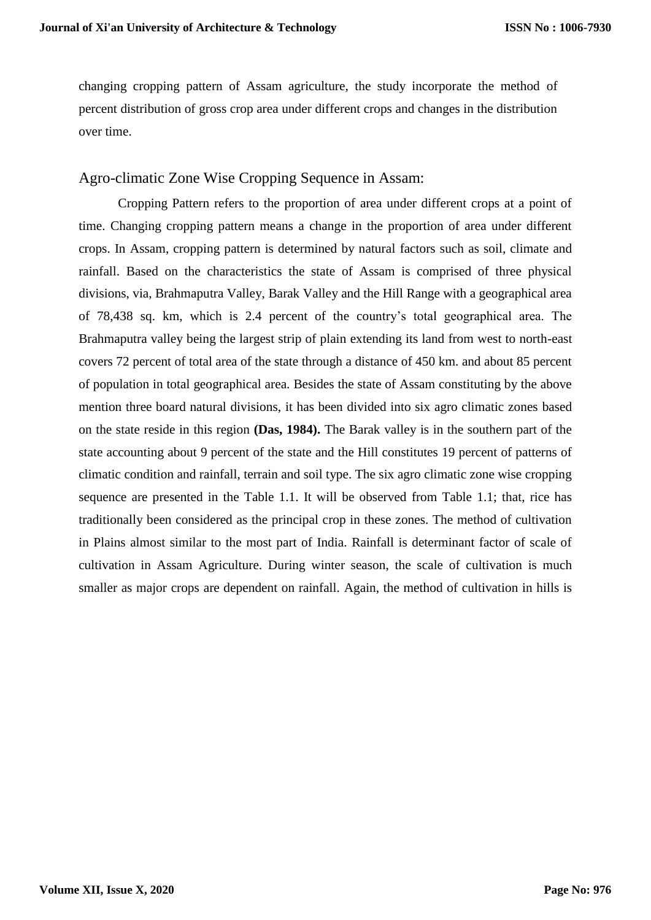changing cropping pattern of Assam agriculture, the study incorporate the method of percent distribution of gross crop area under different crops and changes in the distribution over time.

## Agro-climatic Zone Wise Cropping Sequence in Assam:

Cropping Pattern refers to the proportion of area under different crops at a point of time. Changing cropping pattern means a change in the proportion of area under different crops. In Assam, cropping pattern is determined by natural factors such as soil, climate and rainfall. Based on the characteristics the state of Assam is comprised of three physical divisions, via, Brahmaputra Valley, Barak Valley and the Hill Range with a geographical area of 78,438 sq. km, which is 2.4 percent of the country's total geographical area. The Brahmaputra valley being the largest strip of plain extending its land from west to north-east covers 72 percent of total area of the state through a distance of 450 km. and about 85 percent of population in total geographical area. Besides the state of Assam constituting by the above mention three board natural divisions, it has been divided into six agro climatic zones based on the state reside in this region **(Das, 1984).** The Barak valley is in the southern part of the state accounting about 9 percent of the state and the Hill constitutes 19 percent of patterns of climatic condition and rainfall, terrain and soil type. The six agro climatic zone wise cropping sequence are presented in the Table 1.1. It will be observed from Table 1.1; that, rice has traditionally been considered as the principal crop in these zones. The method of cultivation in Plains almost similar to the most part of India. Rainfall is determinant factor of scale of cultivation in Assam Agriculture. During winter season, the scale of cultivation is much smaller as major crops are dependent on rainfall. Again, the method of cultivation in hills is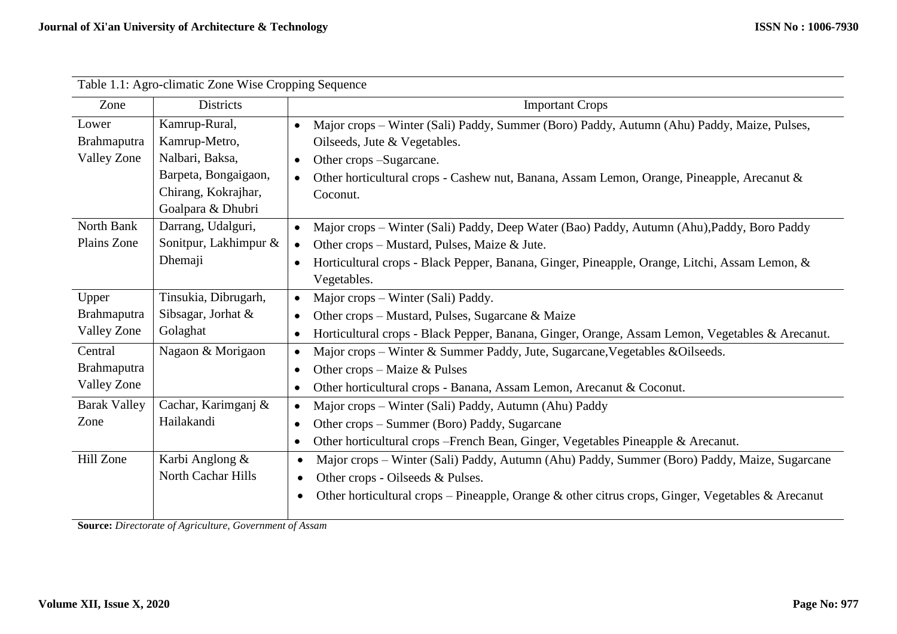Table 1.1: Agro-climatic Zone Wise Cropping Sequence

| Zone | Districts | Important Crops |
|---|---|---|
| Lower Brahmaputra Valley Zone | Kamrup-Rural, Kamrup-Metro, Nalbari, Baksa, Barpeta, Bongaigaon, Chirang, Kokrajhar, Goalpara & Dhubri | • Major crops – Winter (Sali) Paddy, Summer (Boro) Paddy, Autumn (Ahu) Paddy, Maize, Pulses, Oilseeds, Jute & Vegetables. <br> • Other crops –Sugarcane. <br> • Other horticultural crops - Cashew nut, Banana, Assam Lemon, Orange, Pineapple, Arecanut & Coconut. |
| North Bank Plains Zone | Darrang, Udalguri, Sonitpur, Lakhimpur & Dhemaji | • Major crops – Winter (Sali) Paddy, Deep Water (Bao) Paddy, Autumn (Ahu),Paddy, Boro Paddy <br> • Other crops – Mustard, Pulses, Maize & Jute. <br> • Horticultural crops - Black Pepper, Banana, Ginger, Pineapple, Orange, Litchi, Assam Lemon, & Vegetables. |
| Upper Brahmaputra Valley Zone | Tinsukia, Dibrugarh, Sibsagar, Jorhat & Golaghat | • Major crops – Winter (Sali) Paddy. <br> • Other crops – Mustard, Pulses, Sugarcane & Maize <br> • Horticultural crops - Black Pepper, Banana, Ginger, Orange, Assam Lemon, Vegetables & Arecanut. |
| Central Brahmaputra Valley Zone | Nagaon & Morigaon | • Major crops – Winter & Summer Paddy, Jute, Sugarcane,Vegetables &Oilseeds. <br> • Other crops – Maize & Pulses <br> • Other horticultural crops - Banana, Assam Lemon, Arecanut & Coconut. |
| Barak Valley Zone | Cachar, Karimganj & Hailakandi | • Major crops – Winter (Sali) Paddy, Autumn (Ahu) Paddy <br> • Other crops – Summer (Boro) Paddy, Sugarcane <br> • Other horticultural crops –French Bean, Ginger, Vegetables Pineapple & Arecanut. |
| Hill Zone | Karbi Anglong & North Cachar Hills | • Major crops – Winter (Sali) Paddy, Autumn (Ahu) Paddy, Summer (Boro) Paddy, Maize, Sugarcane <br> • Other crops - Oilseeds & Pulses. <br> • Other horticultural crops – Pineapple, Orange & other citrus crops, Ginger, Vegetables & Arecanut |

**Source:** *Directorate of Agriculture, Government of Assam*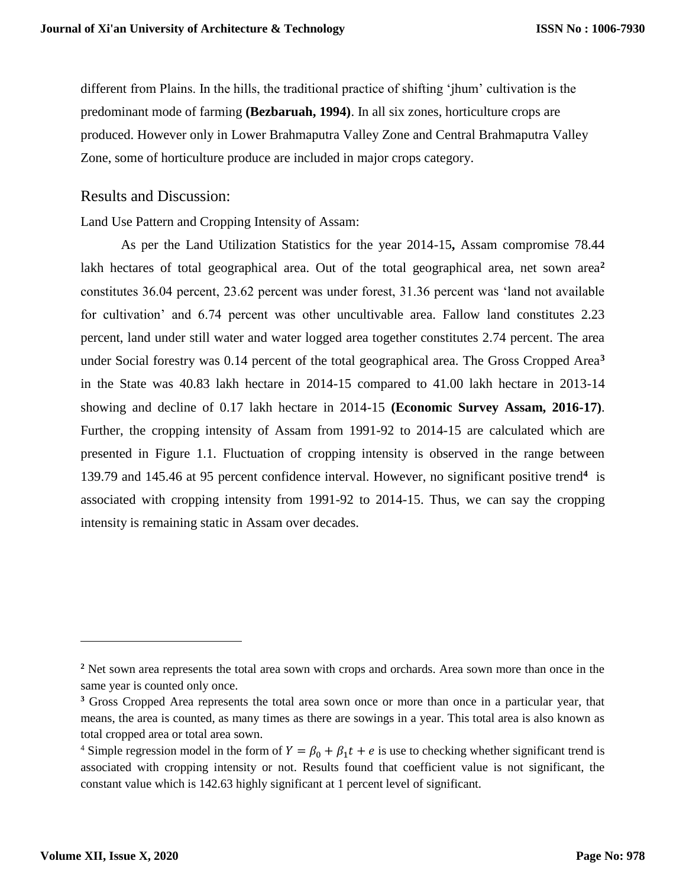different from Plains. In the hills, the traditional practice of shifting 'jhum' cultivation is the predominant mode of farming **(Bezbaruah, 1994)**. In all six zones, horticulture crops are produced. However only in Lower Brahmaputra Valley Zone and Central Brahmaputra Valley Zone, some of horticulture produce are included in major crops category.

## Results and Discussion:

Land Use Pattern and Cropping Intensity of Assam:

As per the Land Utilization Statistics for the year 2014-15**,** Assam compromise 78.44 lakh hectares of total geographical area. Out of the total geographical area, net sown area[2] constitutes 36.04 percent, 23.62 percent was under forest, 31.36 percent was 'land not available for cultivation' and 6.74 percent was other uncultivable area. Fallow land constitutes 2.23 percent, land under still water and water logged area together constitutes 2.74 percent. The area under Social forestry was 0.14 percent of the total geographical area. The Gross Cropped Area[3] in the State was 40.83 lakh hectare in 2014-15 compared to 41.00 lakh hectare in 2013-14 showing and decline of 0.17 lakh hectare in 2014-15 **(Economic Survey Assam, 2016-17)**. Further, the cropping intensity of Assam from 1991-92 to 2014-15 are calculated which are presented in Figure 1.1. Fluctuation of cropping intensity is observed in the range between 139.79 and 145.46 at 95 percent confidence interval. However, no significant positive trend[4] is associated with cropping intensity from 1991-92 to 2014-15. Thus, we can say the cropping intensity is remaining static in Assam over decades.

---

[2] Net sown area represents the total area sown with crops and orchards. Area sown more than once in the same year is counted only once.

[3] Gross Cropped Area represents the total area sown once or more than once in a particular year, that means, the area is counted, as many times as there are sowings in a year. This total area is also known as total cropped area or total area sown.

[4] Simple regression model in the form of $Y = \beta_0 + \beta_1 t + e$ is use to checking whether significant trend is associated with cropping intensity or not. Results found that coefficient value is not significant, the constant value which is 142.63 highly significant at 1 percent level of significant.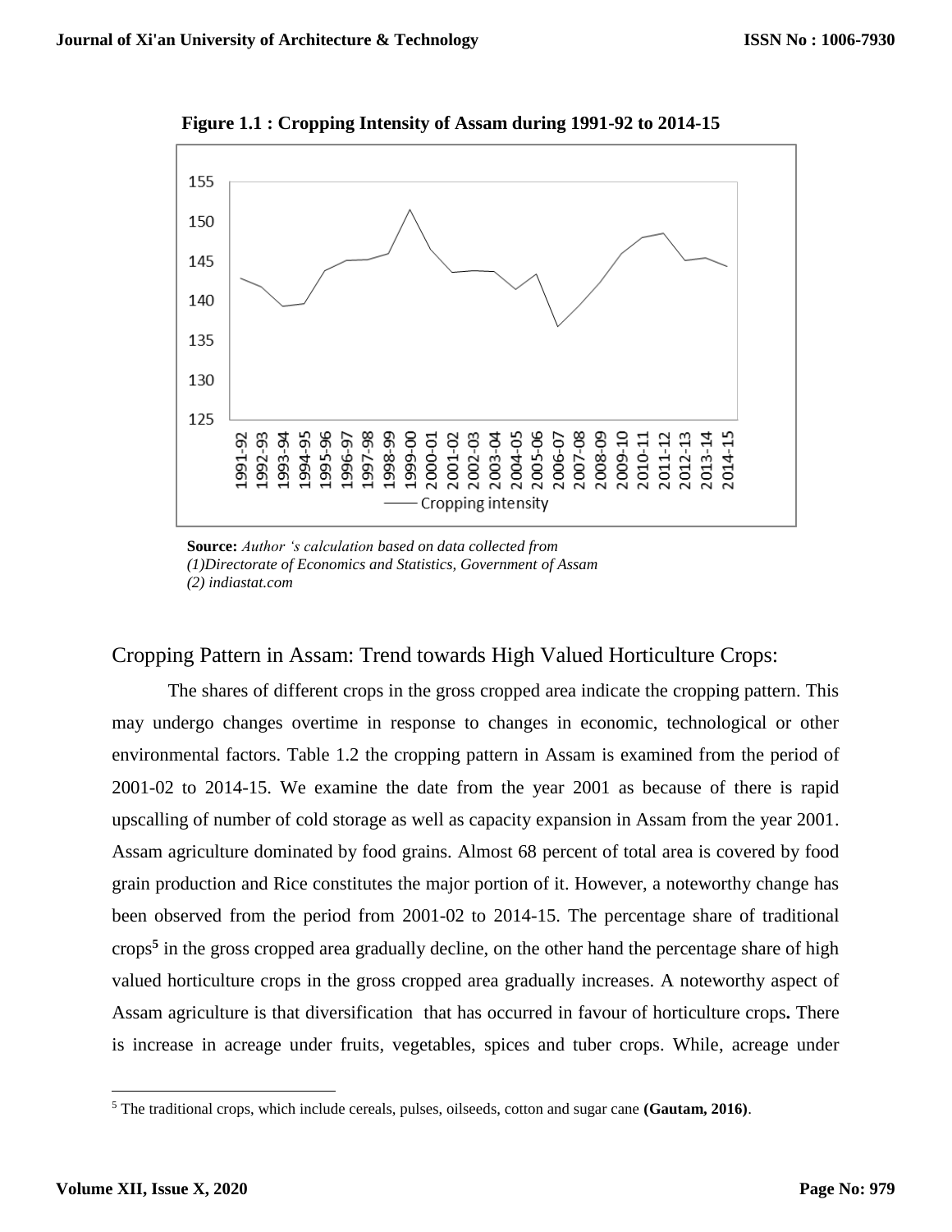**Figure 1.1 : Cropping Intensity of Assam during 1991-92 to 2014-15**

**Source:** *Author 's calculation based on data collected from (1)Directorate of Economics and Statistics, Government of Assam (2) indiastat.com*

## Cropping Pattern in Assam: Trend towards High Valued Horticulture Crops:

The shares of different crops in the gross cropped area indicate the cropping pattern. This may undergo changes overtime in response to changes in economic, technological or other environmental factors. Table 1.2 the cropping pattern in Assam is examined from the period of 2001-02 to 2014-15. We examine the date from the year 2001 as because of there is rapid upscalling of number of cold storage as well as capacity expansion in Assam from the year 2001. Assam agriculture dominated by food grains. Almost 68 percent of total area is covered by food grain production and Rice constitutes the major portion of it. However, a noteworthy change has been observed from the period from 2001-02 to 2014-15. The percentage share of traditional crops[5] in the gross cropped area gradually decline, on the other hand the percentage share of high valued horticulture crops in the gross cropped area gradually increases. A noteworthy aspect of Assam agriculture is that diversification that has occurred in favour of horticulture crops**.** There is increase in acreage under fruits, vegetables, spices and tuber crops. While, acreage under

[5] The traditional crops, which include cereals, pulses, oilseeds, cotton and sugar cane **(Gautam, 2016)**.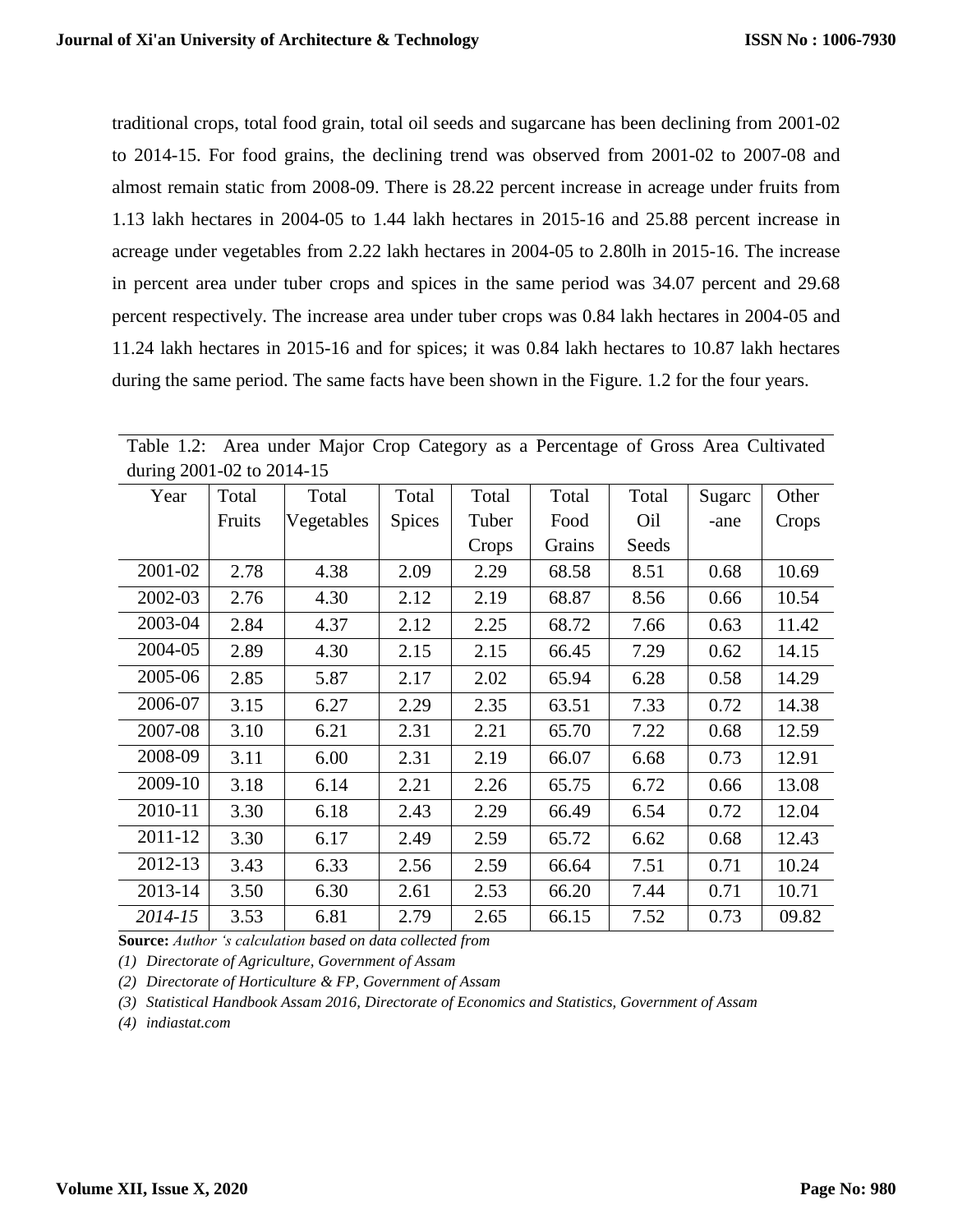traditional crops, total food grain, total oil seeds and sugarcane has been declining from 2001-02 to 2014-15. For food grains, the declining trend was observed from 2001-02 to 2007-08 and almost remain static from 2008-09. There is 28.22 percent increase in acreage under fruits from 1.13 lakh hectares in 2004-05 to 1.44 lakh hectares in 2015-16 and 25.88 percent increase in acreage under vegetables from 2.22 lakh hectares in 2004-05 to 2.80lh in 2015-16. The increase in percent area under tuber crops and spices in the same period was 34.07 percent and 29.68 percent respectively. The increase area under tuber crops was 0.84 lakh hectares in 2004-05 and 11.24 lakh hectares in 2015-16 and for spices; it was 0.84 lakh hectares to 10.87 lakh hectares during the same period. The same facts have been shown in the Figure. 1.2 for the four years.

Table 1.2: Area under Major Crop Category as a Percentage of Gross Area Cultivated during 2001-02 to 2014-15

| Year | Total Fruits | Total Vegetables | Total Spices | Total Tuber Crops | Total Food Grains | Total Oil Seeds | Sugarc-ane | Other Crops |
|---|---|---|---|---|---|---|---|---|
| 2001-02 | 2.78 | 4.38 | 2.09 | 2.29 | 68.58 | 8.51 | 0.68 | 10.69 |
| 2002-03 | 2.76 | 4.30 | 2.12 | 2.19 | 68.87 | 8.56 | 0.66 | 10.54 |
| 2003-04 | 2.84 | 4.37 | 2.12 | 2.25 | 68.72 | 7.66 | 0.63 | 11.42 |
| 2004-05 | 2.89 | 4.30 | 2.15 | 2.15 | 66.45 | 7.29 | 0.62 | 14.15 |
| 2005-06 | 2.85 | 5.87 | 2.17 | 2.02 | 65.94 | 6.28 | 0.58 | 14.29 |
| 2006-07 | 3.15 | 6.27 | 2.29 | 2.35 | 63.51 | 7.33 | 0.72 | 14.38 |
| 2007-08 | 3.10 | 6.21 | 2.31 | 2.21 | 65.70 | 7.22 | 0.68 | 12.59 |
| 2008-09 | 3.11 | 6.00 | 2.31 | 2.19 | 66.07 | 6.68 | 0.73 | 12.91 |
| 2009-10 | 3.18 | 6.14 | 2.21 | 2.26 | 65.75 | 6.72 | 0.66 | 13.08 |
| 2010-11 | 3.30 | 6.18 | 2.43 | 2.29 | 66.49 | 6.54 | 0.72 | 12.04 |
| 2011-12 | 3.30 | 6.17 | 2.49 | 2.59 | 65.72 | 6.62 | 0.68 | 12.43 |
| 2012-13 | 3.43 | 6.33 | 2.56 | 2.59 | 66.64 | 7.51 | 0.71 | 10.24 |
| 2013-14 | 3.50 | 6.30 | 2.61 | 2.53 | 66.20 | 7.44 | 0.71 | 10.71 |
| *2014-15* | 3.53 | 6.81 | 2.79 | 2.65 | 66.15 | 7.52 | 0.73 | 09.82 |

**Source:** *Author 's calculation based on data collected from*

*(1) Directorate of Agriculture, Government of Assam*

*(2) Directorate of Horticulture & FP, Government of Assam*

*(3) Statistical Handbook Assam 2016, Directorate of Economics and Statistics, Government of Assam*

*(4) indiastat.com*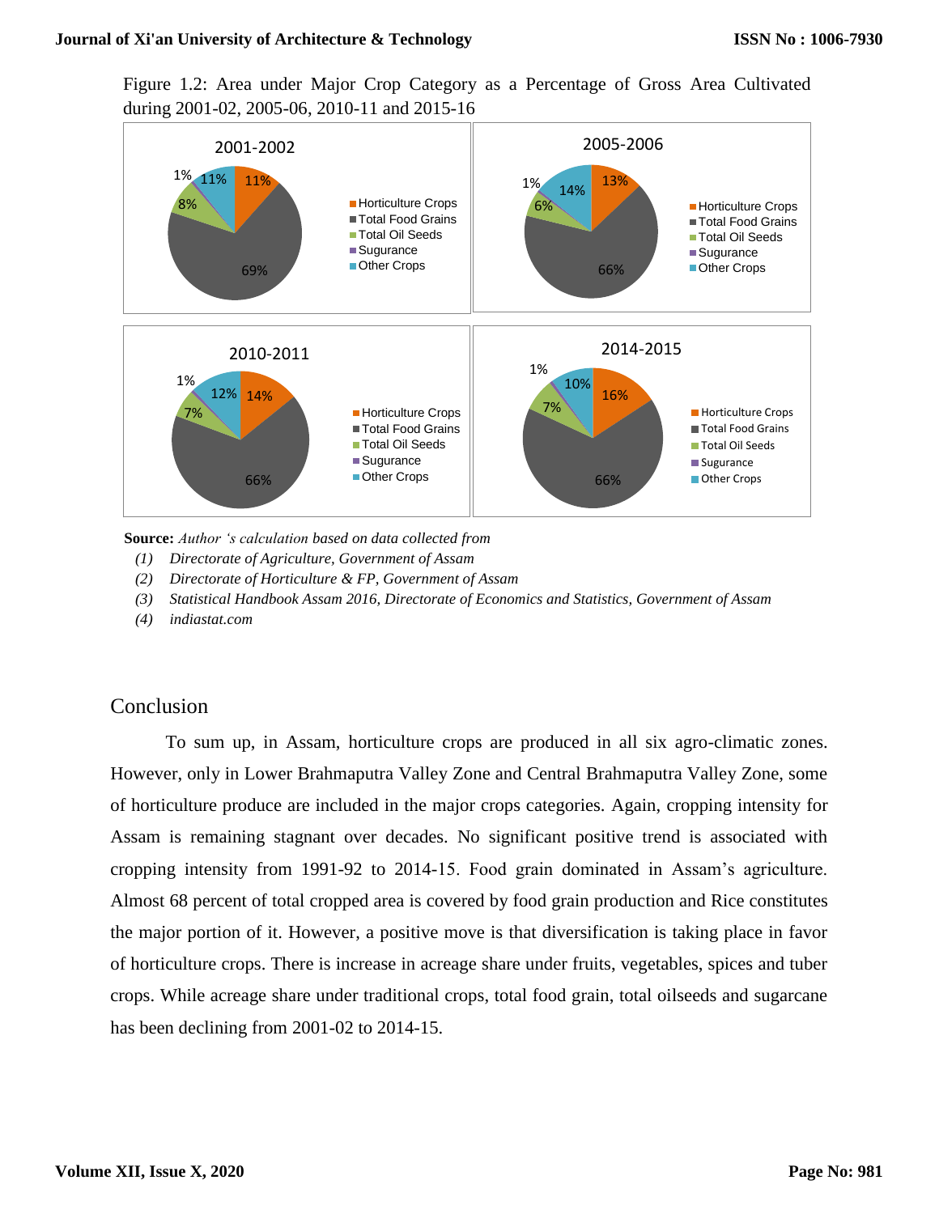Figure 1.2: Area under Major Crop Category as a Percentage of Gross Area Cultivated during 2001-02, 2005-06, 2010-11 and 2015-16

**Source:** *Author 's calculation based on data collected from*

1. *Directorate of Agriculture, Government of Assam*
2. *Directorate of Horticulture & FP, Government of Assam*
3. *Statistical Handbook Assam 2016, Directorate of Economics and Statistics, Government of Assam*
4. *indiastat.com*

## Conclusion

To sum up, in Assam, horticulture crops are produced in all six agro-climatic zones. However, only in Lower Brahmaputra Valley Zone and Central Brahmaputra Valley Zone, some of horticulture produce are included in the major crops categories. Again, cropping intensity for Assam is remaining stagnant over decades. No significant positive trend is associated with cropping intensity from 1991-92 to 2014-15. Food grain dominated in Assam's agriculture. Almost 68 percent of total cropped area is covered by food grain production and Rice constitutes the major portion of it. However, a positive move is that diversification is taking place in favor of horticulture crops. There is increase in acreage share under fruits, vegetables, spices and tuber crops. While acreage share under traditional crops, total food grain, total oilseeds and sugarcane has been declining from 2001-02 to 2014-15.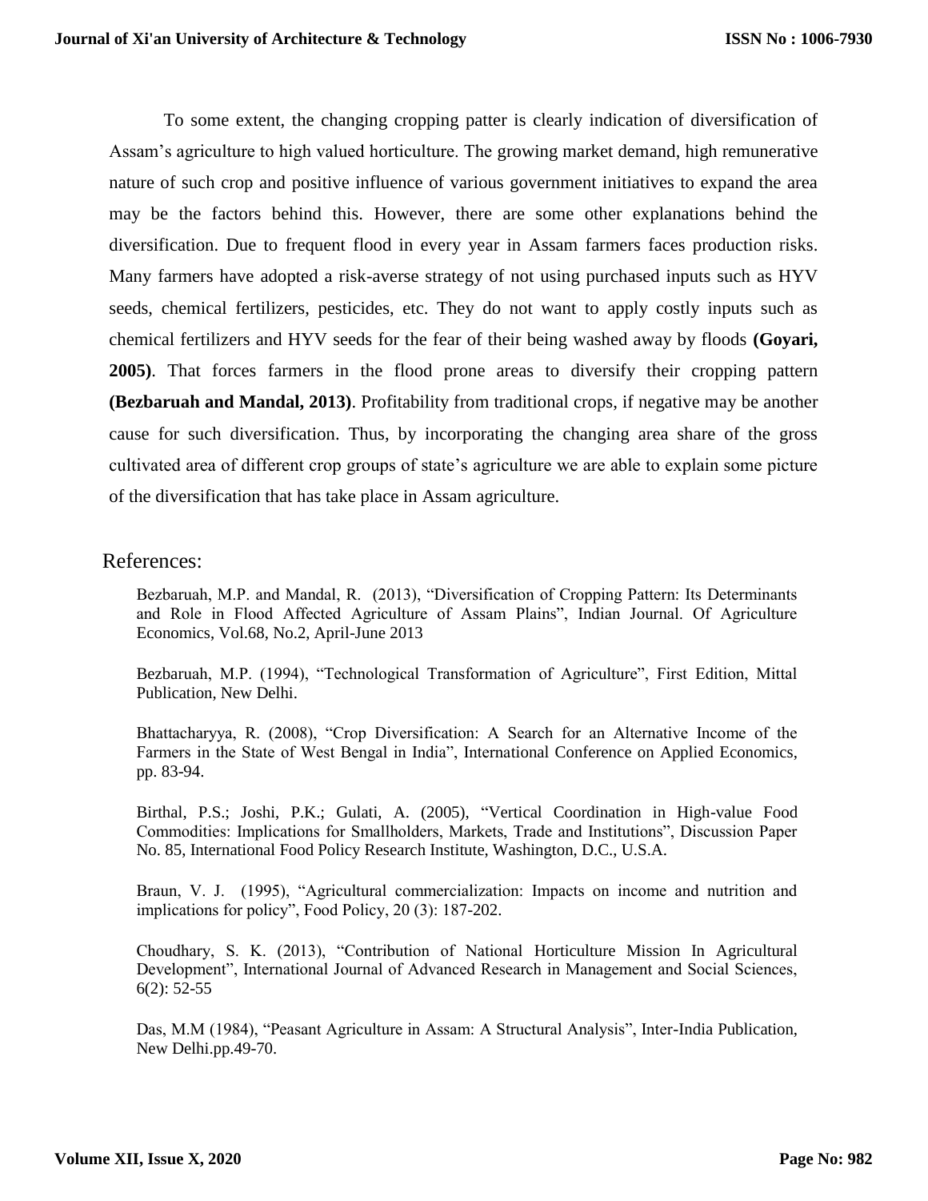To some extent, the changing cropping patter is clearly indication of diversification of Assam's agriculture to high valued horticulture. The growing market demand, high remunerative nature of such crop and positive influence of various government initiatives to expand the area may be the factors behind this. However, there are some other explanations behind the diversification. Due to frequent flood in every year in Assam farmers faces production risks. Many farmers have adopted a risk-averse strategy of not using purchased inputs such as HYV seeds, chemical fertilizers, pesticides, etc. They do not want to apply costly inputs such as chemical fertilizers and HYV seeds for the fear of their being washed away by floods **(Goyari, 2005)**. That forces farmers in the flood prone areas to diversify their cropping pattern **(Bezbaruah and Mandal, 2013)**. Profitability from traditional crops, if negative may be another cause for such diversification. Thus, by incorporating the changing area share of the gross cultivated area of different crop groups of state's agriculture we are able to explain some picture of the diversification that has take place in Assam agriculture.

## References:

Bezbaruah, M.P. and Mandal, R. (2013), "Diversification of Cropping Pattern: Its Determinants and Role in Flood Affected Agriculture of Assam Plains", Indian Journal. Of Agriculture Economics, Vol.68, No.2, April-June 2013

Bezbaruah, M.P. (1994), "Technological Transformation of Agriculture", First Edition, Mittal Publication, New Delhi.

Bhattacharyya, R. (2008), "Crop Diversification: A Search for an Alternative Income of the Farmers in the State of West Bengal in India", International Conference on Applied Economics, pp. 83-94.

Birthal, P.S.; Joshi, P.K.; Gulati, A. (2005), "Vertical Coordination in High-value Food Commodities: Implications for Smallholders, Markets, Trade and Institutions", Discussion Paper No. 85, International Food Policy Research Institute, Washington, D.C., U.S.A.

Braun, V. J. (1995), "Agricultural commercialization: Impacts on income and nutrition and implications for policy", Food Policy, 20 (3): 187-202.

Choudhary, S. K. (2013), "Contribution of National Horticulture Mission In Agricultural Development", International Journal of Advanced Research in Management and Social Sciences, 6(2): 52-55

Das, M.M (1984), "Peasant Agriculture in Assam: A Structural Analysis", Inter-India Publication, New Delhi.pp.49-70.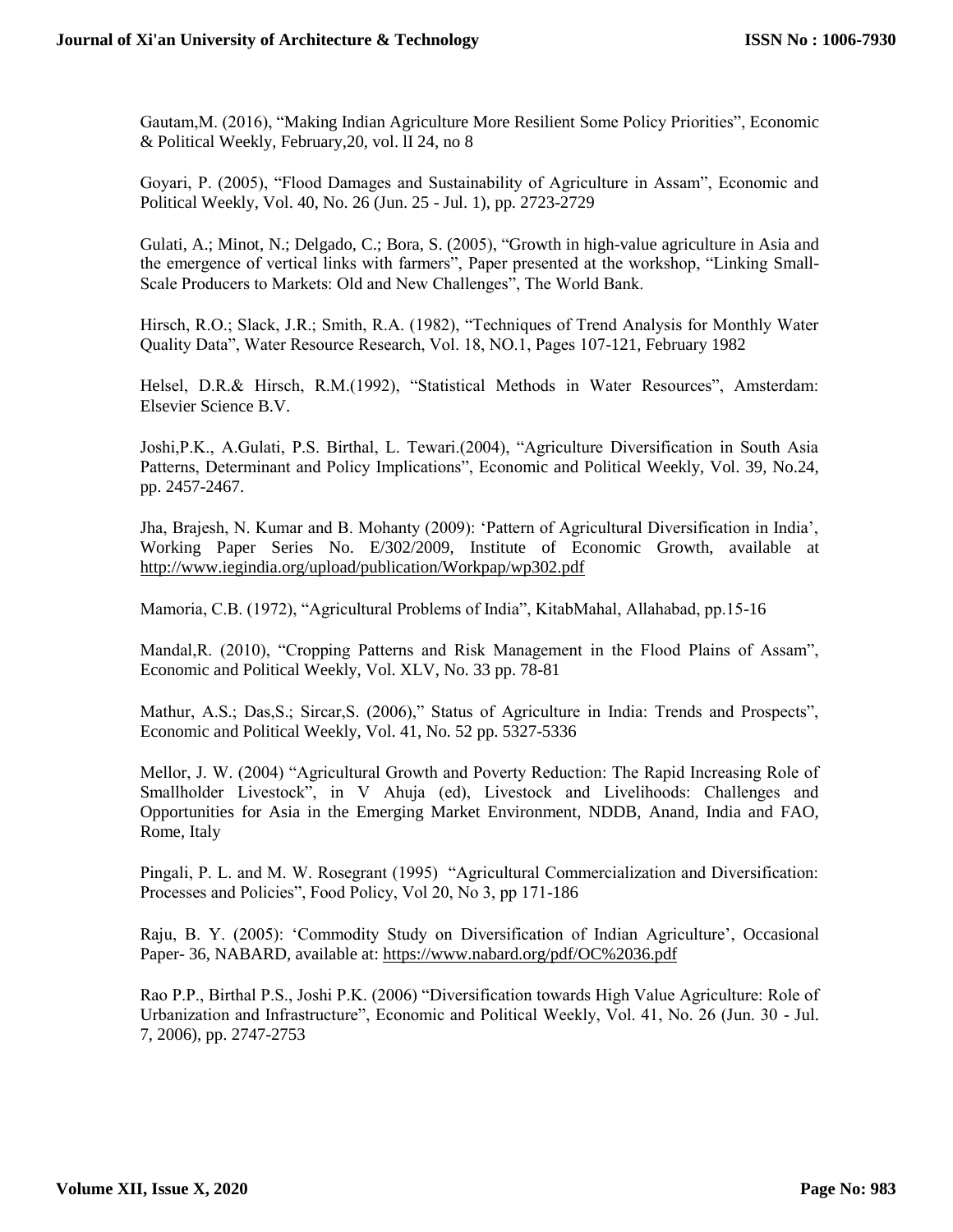Gautam,M. (2016), “Making Indian Agriculture More Resilient Some Policy Priorities”, Economic & Political Weekly, February,20, vol. lI 24, no 8

Goyari, P. (2005), “Flood Damages and Sustainability of Agriculture in Assam”, Economic and Political Weekly, Vol. 40, No. 26 (Jun. 25 - Jul. 1), pp. 2723-2729

Gulati, A.; Minot, N.; Delgado, C.; Bora, S. (2005), “Growth in high-value agriculture in Asia and the emergence of vertical links with farmers”, Paper presented at the workshop, “Linking Small-Scale Producers to Markets: Old and New Challenges”, The World Bank.

Hirsch, R.O.; Slack, J.R.; Smith, R.A. (1982), “Techniques of Trend Analysis for Monthly Water Quality Data”, Water Resource Research, Vol. 18, NO.1, Pages 107-121, February 1982

Helsel, D.R.& Hirsch, R.M.(1992), “Statistical Methods in Water Resources”, Amsterdam: Elsevier Science B.V.

Joshi,P.K., A.Gulati, P.S. Birthal, L. Tewari.(2004), “Agriculture Diversification in South Asia Patterns, Determinant and Policy Implications”, Economic and Political Weekly, Vol. 39, No.24, pp. 2457-2467.

Jha, Brajesh, N. Kumar and B. Mohanty (2009): ‘Pattern of Agricultural Diversification in India’, Working Paper Series No. E/302/2009, Institute of Economic Growth, available at http://www.iegindia.org/upload/publication/Workpap/wp302.pdf

Mamoria, C.B. (1972), “Agricultural Problems of India”, KitabMahal, Allahabad, pp.15-16

Mandal,R. (2010), “Cropping Patterns and Risk Management in the Flood Plains of Assam”, Economic and Political Weekly, Vol. XLV, No. 33 pp. 78-81

Mathur, A.S.; Das,S.; Sircar,S. (2006),” Status of Agriculture in India: Trends and Prospects”, Economic and Political Weekly, Vol. 41, No. 52 pp. 5327-5336

Mellor, J. W. (2004) “Agricultural Growth and Poverty Reduction: The Rapid Increasing Role of Smallholder Livestock”, in V Ahuja (ed), Livestock and Livelihoods: Challenges and Opportunities for Asia in the Emerging Market Environment, NDDB, Anand, India and FAO, Rome, Italy

Pingali, P. L. and M. W. Rosegrant (1995) “Agricultural Commercialization and Diversification: Processes and Policies”, Food Policy, Vol 20, No 3, pp 171-186

Raju, B. Y. (2005): ‘Commodity Study on Diversification of Indian Agriculture’, Occasional Paper- 36, NABARD, available at: https://www.nabard.org/pdf/OC%2036.pdf

Rao P.P., Birthal P.S., Joshi P.K. (2006) “Diversification towards High Value Agriculture: Role of Urbanization and Infrastructure”, Economic and Political Weekly, Vol. 41, No. 26 (Jun. 30 - Jul. 7, 2006), pp. 2747-2753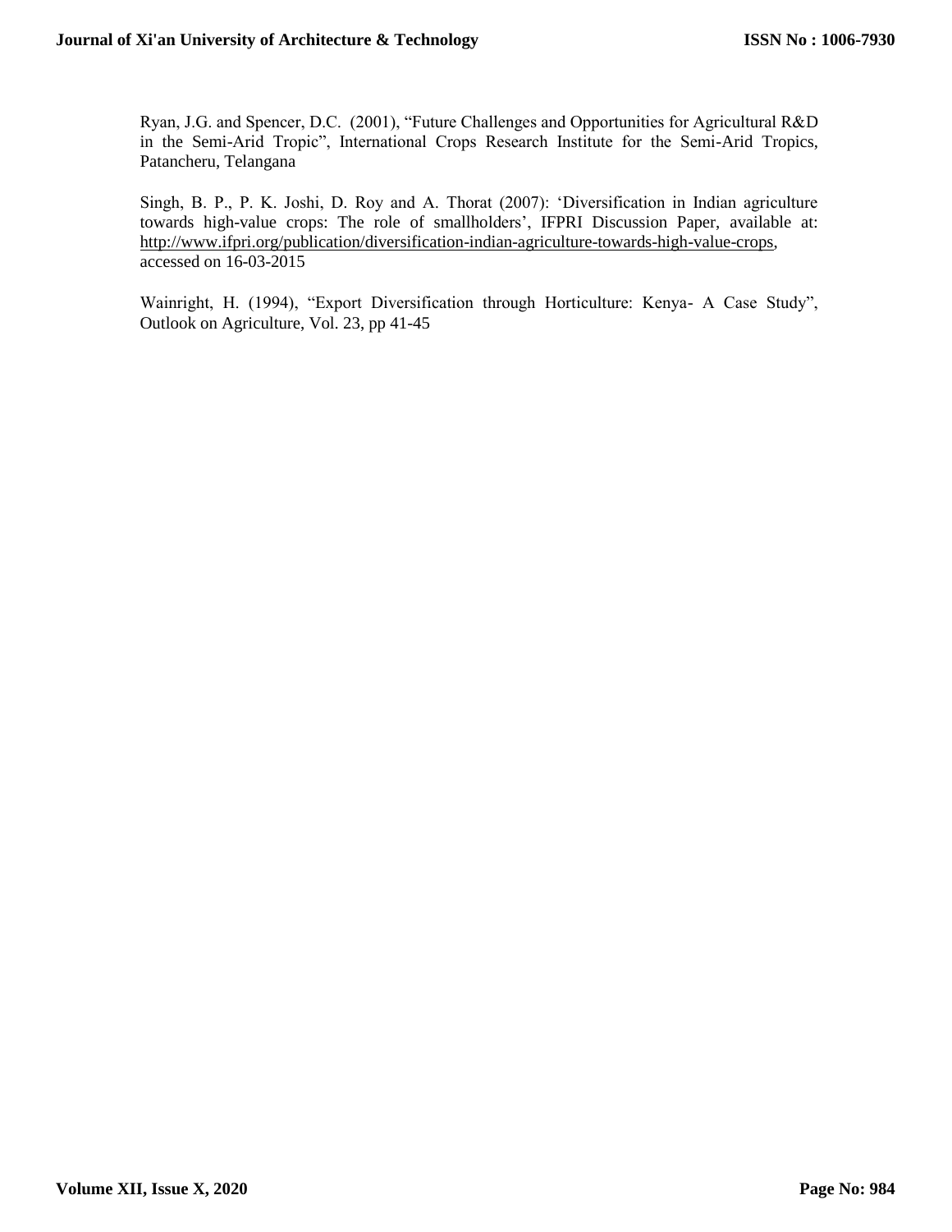Ryan, J.G. and Spencer, D.C. (2001), "Future Challenges and Opportunities for Agricultural R&D in the Semi-Arid Tropic", International Crops Research Institute for the Semi-Arid Tropics, Patancheru, Telangana

Singh, B. P., P. K. Joshi, D. Roy and A. Thorat (2007): 'Diversification in Indian agriculture towards high-value crops: The role of smallholders', IFPRI Discussion Paper, available at: http://www.ifpri.org/publication/diversification-indian-agriculture-towards-high-value-crops, accessed on 16-03-2015

Wainright, H. (1994), "Export Diversification through Horticulture: Kenya- A Case Study", Outlook on Agriculture, Vol. 23, pp 41-45